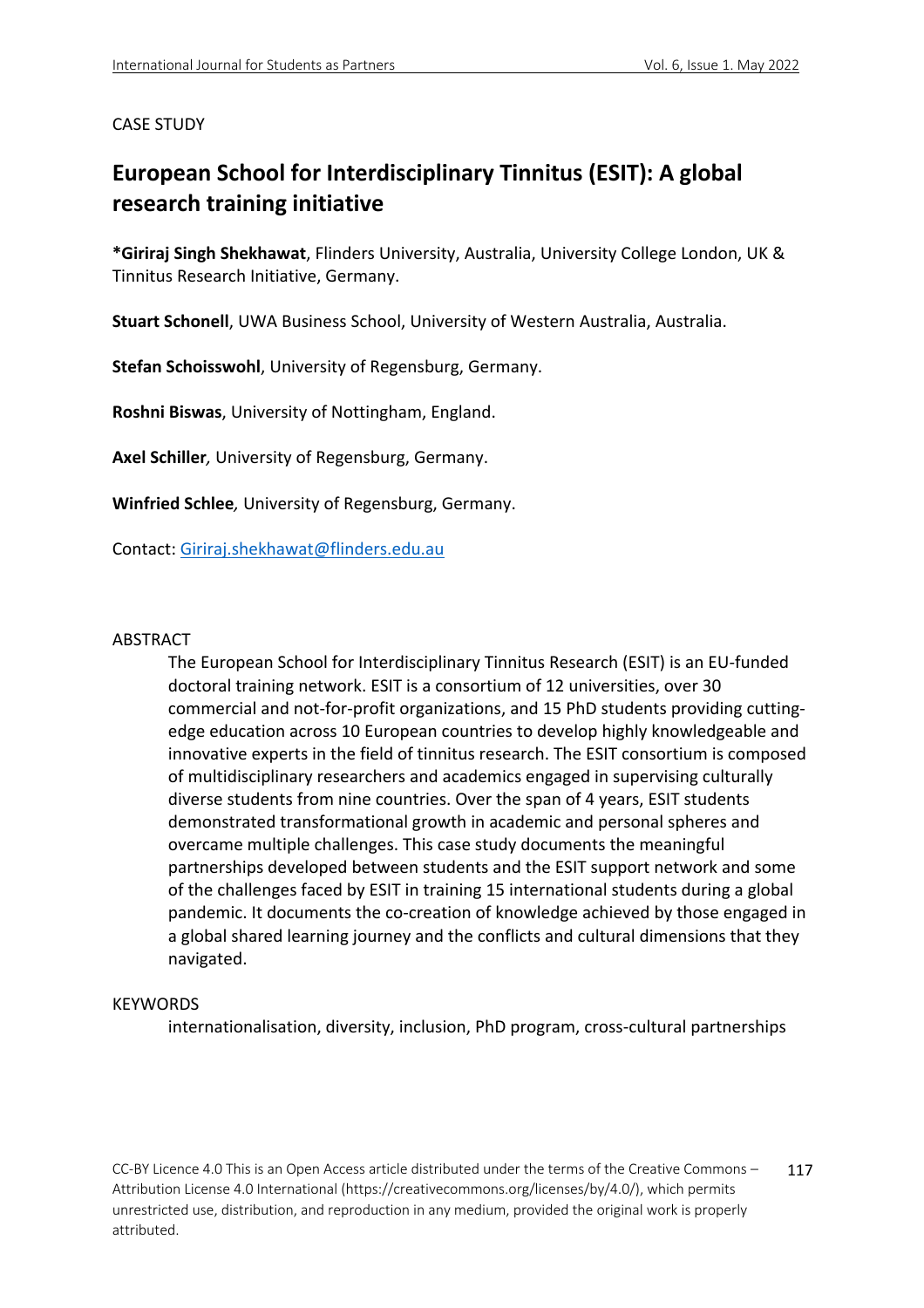CASE STUDY

# European School for Interdisciplinary Tinnitus (ESIT): A global research training initiative

***Giriraj Singh Shekhawat**, Flinders University, Australia, University College London, UK & Tinnitus Research Initiative, Germany.

**Stuart Schonell**, UWA Business School, University of Western Australia, Australia.

**Stefan Schoisswohl**, University of Regensburg, Germany.

**Roshni Biswas**, University of Nottingham, England.

**Axel Schiller***,* University of Regensburg, Germany.

**Winfried Schlee***,* University of Regensburg, Germany.

Contact: Giriraj.shekhawat@flinders.edu.au

## ABSTRACT

The European School for Interdisciplinary Tinnitus Research (ESIT) is an EU-funded doctoral training network. ESIT is a consortium of 12 universities, over 30 commercial and not-for-profit organizations, and 15 PhD students providing cutting-edge education across 10 European countries to develop highly knowledgeable and innovative experts in the field of tinnitus research. The ESIT consortium is composed of multidisciplinary researchers and academics engaged in supervising culturally diverse students from nine countries. Over the span of 4 years, ESIT students demonstrated transformational growth in academic and personal spheres and overcame multiple challenges. This case study documents the meaningful partnerships developed between students and the ESIT support network and some of the challenges faced by ESIT in training 15 international students during a global pandemic. It documents the co-creation of knowledge achieved by those engaged in a global shared learning journey and the conflicts and cultural dimensions that they navigated.

## KEYWORDS

internationalisation, diversity, inclusion, PhD program, cross-cultural partnerships

CC-BY Licence 4.0 This is an Open Access article distributed under the terms of the Creative Commons – Attribution License 4.0 International (https://creativecommons.org/licenses/by/4.0/), which permits unrestricted use, distribution, and reproduction in any medium, provided the original work is properly attributed.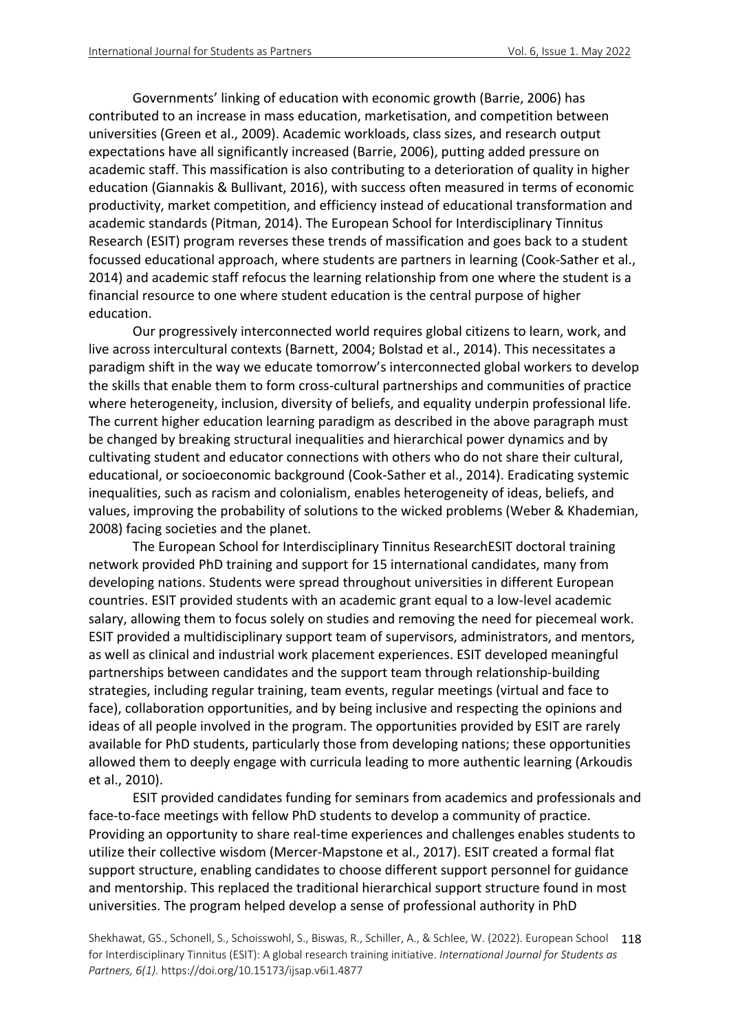Governments' linking of education with economic growth (Barrie, 2006) has contributed to an increase in mass education, marketisation, and competition between universities (Green et al., 2009). Academic workloads, class sizes, and research output expectations have all significantly increased (Barrie, 2006), putting added pressure on academic staff. This massification is also contributing to a deterioration of quality in higher education (Giannakis & Bullivant, 2016), with success often measured in terms of economic productivity, market competition, and efficiency instead of educational transformation and academic standards (Pitman, 2014). The European School for Interdisciplinary Tinnitus Research (ESIT) program reverses these trends of massification and goes back to a student focussed educational approach, where students are partners in learning (Cook-Sather et al., 2014) and academic staff refocus the learning relationship from one where the student is a financial resource to one where student education is the central purpose of higher education.

Our progressively interconnected world requires global citizens to learn, work, and live across intercultural contexts (Barnett, 2004; Bolstad et al., 2014). This necessitates a paradigm shift in the way we educate tomorrow's interconnected global workers to develop the skills that enable them to form cross-cultural partnerships and communities of practice where heterogeneity, inclusion, diversity of beliefs, and equality underpin professional life. The current higher education learning paradigm as described in the above paragraph must be changed by breaking structural inequalities and hierarchical power dynamics and by cultivating student and educator connections with others who do not share their cultural, educational, or socioeconomic background (Cook-Sather et al., 2014). Eradicating systemic inequalities, such as racism and colonialism, enables heterogeneity of ideas, beliefs, and values, improving the probability of solutions to the wicked problems (Weber & Khademian, 2008) facing societies and the planet.

The European School for Interdisciplinary Tinnitus ResearchESIT doctoral training network provided PhD training and support for 15 international candidates, many from developing nations. Students were spread throughout universities in different European countries. ESIT provided students with an academic grant equal to a low-level academic salary, allowing them to focus solely on studies and removing the need for piecemeal work. ESIT provided a multidisciplinary support team of supervisors, administrators, and mentors, as well as clinical and industrial work placement experiences. ESIT developed meaningful partnerships between candidates and the support team through relationship-building strategies, including regular training, team events, regular meetings (virtual and face to face), collaboration opportunities, and by being inclusive and respecting the opinions and ideas of all people involved in the program. The opportunities provided by ESIT are rarely available for PhD students, particularly those from developing nations; these opportunities allowed them to deeply engage with curricula leading to more authentic learning (Arkoudis et al., 2010).

ESIT provided candidates funding for seminars from academics and professionals and face-to-face meetings with fellow PhD students to develop a community of practice. Providing an opportunity to share real-time experiences and challenges enables students to utilize their collective wisdom (Mercer-Mapstone et al., 2017). ESIT created a formal flat support structure, enabling candidates to choose different support personnel for guidance and mentorship. This replaced the traditional hierarchical support structure found in most universities. The program helped develop a sense of professional authority in PhD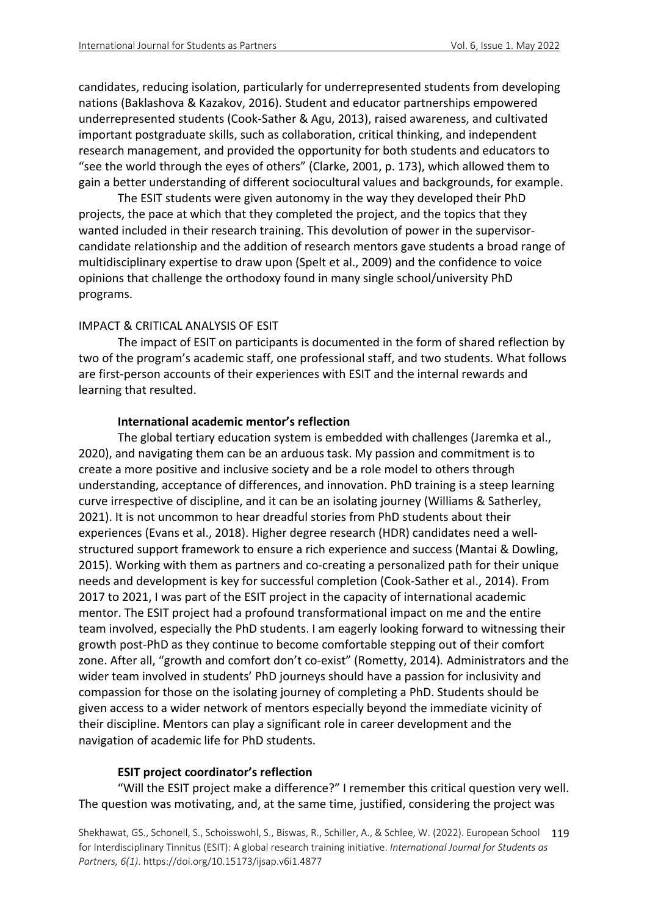candidates, reducing isolation, particularly for underrepresented students from developing nations (Baklashova & Kazakov, 2016). Student and educator partnerships empowered underrepresented students (Cook-Sather & Agu, 2013), raised awareness, and cultivated important postgraduate skills, such as collaboration, critical thinking, and independent research management, and provided the opportunity for both students and educators to "see the world through the eyes of others" (Clarke, 2001, p. 173), which allowed them to gain a better understanding of different sociocultural values and backgrounds, for example.

The ESIT students were given autonomy in the way they developed their PhD projects, the pace at which that they completed the project, and the topics that they wanted included in their research training. This devolution of power in the supervisor-candidate relationship and the addition of research mentors gave students a broad range of multidisciplinary expertise to draw upon (Spelt et al., 2009) and the confidence to voice opinions that challenge the orthodoxy found in many single school/university PhD programs.

## IMPACT & CRITICAL ANALYSIS OF ESIT

The impact of ESIT on participants is documented in the form of shared reflection by two of the program's academic staff, one professional staff, and two students. What follows are first-person accounts of their experiences with ESIT and the internal rewards and learning that resulted.

### International academic mentor's reflection

The global tertiary education system is embedded with challenges (Jaremka et al., 2020), and navigating them can be an arduous task. My passion and commitment is to create a more positive and inclusive society and be a role model to others through understanding, acceptance of differences, and innovation. PhD training is a steep learning curve irrespective of discipline, and it can be an isolating journey (Williams & Satherley, 2021). It is not uncommon to hear dreadful stories from PhD students about their experiences (Evans et al., 2018). Higher degree research (HDR) candidates need a well-structured support framework to ensure a rich experience and success (Mantai & Dowling, 2015). Working with them as partners and co-creating a personalized path for their unique needs and development is key for successful completion (Cook-Sather et al., 2014). From 2017 to 2021, I was part of the ESIT project in the capacity of international academic mentor. The ESIT project had a profound transformational impact on me and the entire team involved, especially the PhD students. I am eagerly looking forward to witnessing their growth post-PhD as they continue to become comfortable stepping out of their comfort zone. After all, "growth and comfort don't co-exist" (Rometty, 2014). Administrators and the wider team involved in students' PhD journeys should have a passion for inclusivity and compassion for those on the isolating journey of completing a PhD. Students should be given access to a wider network of mentors especially beyond the immediate vicinity of their discipline. Mentors can play a significant role in career development and the navigation of academic life for PhD students.

### ESIT project coordinator's reflection

"Will the ESIT project make a difference?" I remember this critical question very well. The question was motivating, and, at the same time, justified, considering the project was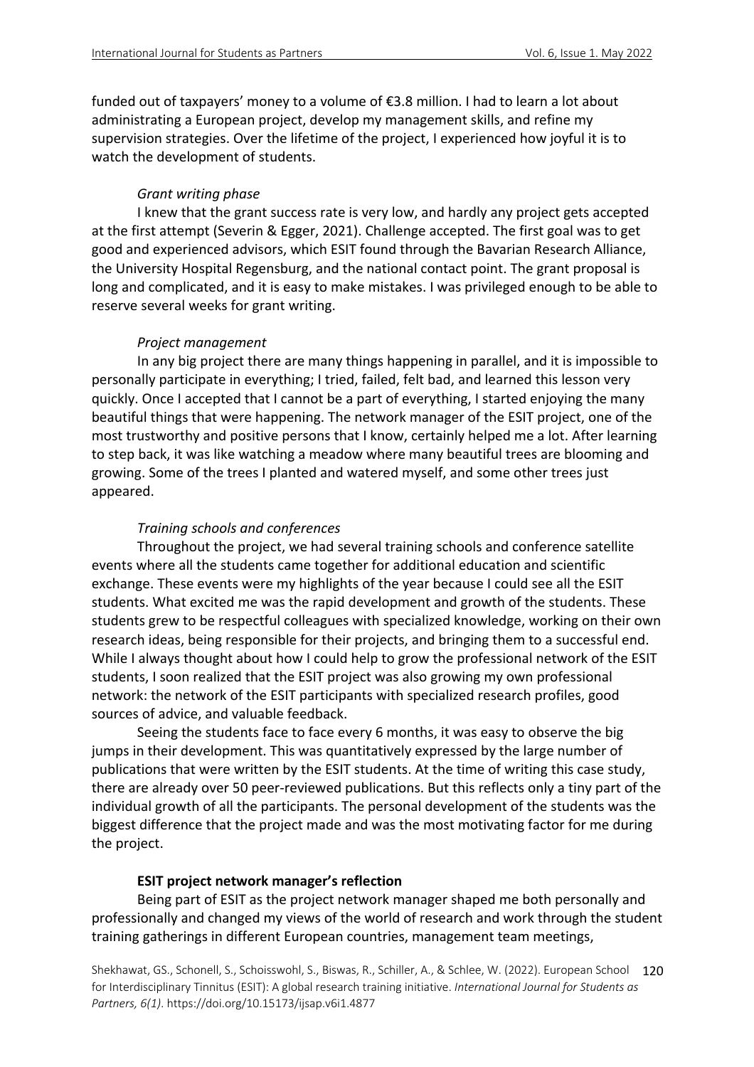funded out of taxpayers' money to a volume of €3.8 million. I had to learn a lot about administrating a European project, develop my management skills, and refine my supervision strategies. Over the lifetime of the project, I experienced how joyful it is to watch the development of students.

*Grant writing phase*

I knew that the grant success rate is very low, and hardly any project gets accepted at the first attempt (Severin & Egger, 2021). Challenge accepted. The first goal was to get good and experienced advisors, which ESIT found through the Bavarian Research Alliance, the University Hospital Regensburg, and the national contact point. The grant proposal is long and complicated, and it is easy to make mistakes. I was privileged enough to be able to reserve several weeks for grant writing.

*Project management*

In any big project there are many things happening in parallel, and it is impossible to personally participate in everything; I tried, failed, felt bad, and learned this lesson very quickly. Once I accepted that I cannot be a part of everything, I started enjoying the many beautiful things that were happening. The network manager of the ESIT project, one of the most trustworthy and positive persons that I know, certainly helped me a lot. After learning to step back, it was like watching a meadow where many beautiful trees are blooming and growing. Some of the trees I planted and watered myself, and some other trees just appeared.

*Training schools and conferences*

Throughout the project, we had several training schools and conference satellite events where all the students came together for additional education and scientific exchange. These events were my highlights of the year because I could see all the ESIT students. What excited me was the rapid development and growth of the students. These students grew to be respectful colleagues with specialized knowledge, working on their own research ideas, being responsible for their projects, and bringing them to a successful end. While I always thought about how I could help to grow the professional network of the ESIT students, I soon realized that the ESIT project was also growing my own professional network: the network of the ESIT participants with specialized research profiles, good sources of advice, and valuable feedback.

Seeing the students face to face every 6 months, it was easy to observe the big jumps in their development. This was quantitatively expressed by the large number of publications that were written by the ESIT students. At the time of writing this case study, there are already over 50 peer-reviewed publications. But this reflects only a tiny part of the individual growth of all the participants. The personal development of the students was the biggest difference that the project made and was the most motivating factor for me during the project.

**ESIT project network manager's reflection**

Being part of ESIT as the project network manager shaped me both personally and professionally and changed my views of the world of research and work through the student training gatherings in different European countries, management team meetings,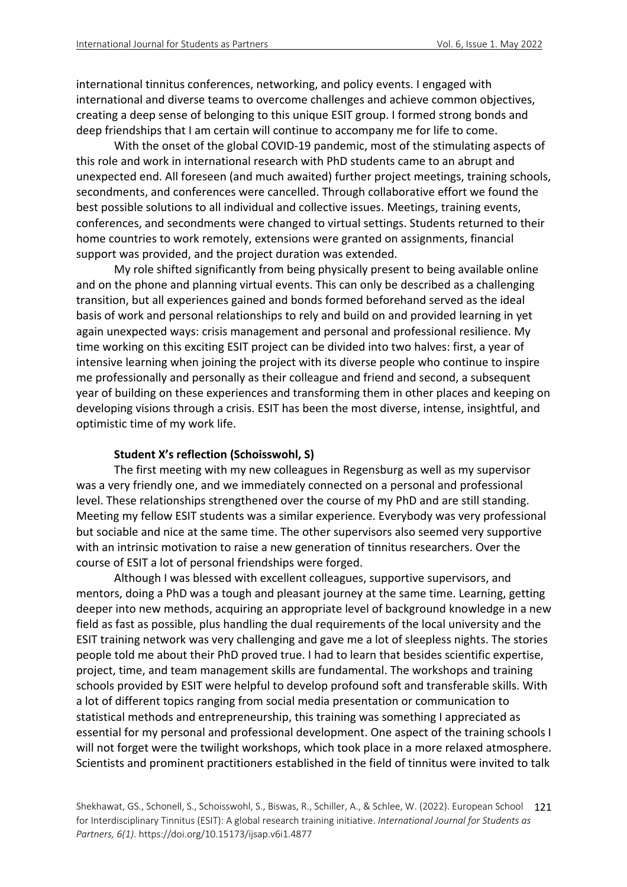international tinnitus conferences, networking, and policy events. I engaged with international and diverse teams to overcome challenges and achieve common objectives, creating a deep sense of belonging to this unique ESIT group. I formed strong bonds and deep friendships that I am certain will continue to accompany me for life to come.

With the onset of the global COVID-19 pandemic, most of the stimulating aspects of this role and work in international research with PhD students came to an abrupt and unexpected end. All foreseen (and much awaited) further project meetings, training schools, secondments, and conferences were cancelled. Through collaborative effort we found the best possible solutions to all individual and collective issues. Meetings, training events, conferences, and secondments were changed to virtual settings. Students returned to their home countries to work remotely, extensions were granted on assignments, financial support was provided, and the project duration was extended.

My role shifted significantly from being physically present to being available online and on the phone and planning virtual events. This can only be described as a challenging transition, but all experiences gained and bonds formed beforehand served as the ideal basis of work and personal relationships to rely and build on and provided learning in yet again unexpected ways: crisis management and personal and professional resilience. My time working on this exciting ESIT project can be divided into two halves: first, a year of intensive learning when joining the project with its diverse people who continue to inspire me professionally and personally as their colleague and friend and second, a subsequent year of building on these experiences and transforming them in other places and keeping on developing visions through a crisis. ESIT has been the most diverse, intense, insightful, and optimistic time of my work life.

**Student X's reflection (Schoisswohl, S)**

The first meeting with my new colleagues in Regensburg as well as my supervisor was a very friendly one, and we immediately connected on a personal and professional level. These relationships strengthened over the course of my PhD and are still standing. Meeting my fellow ESIT students was a similar experience. Everybody was very professional but sociable and nice at the same time. The other supervisors also seemed very supportive with an intrinsic motivation to raise a new generation of tinnitus researchers. Over the course of ESIT a lot of personal friendships were forged.

Although I was blessed with excellent colleagues, supportive supervisors, and mentors, doing a PhD was a tough and pleasant journey at the same time. Learning, getting deeper into new methods, acquiring an appropriate level of background knowledge in a new field as fast as possible, plus handling the dual requirements of the local university and the ESIT training network was very challenging and gave me a lot of sleepless nights. The stories people told me about their PhD proved true. I had to learn that besides scientific expertise, project, time, and team management skills are fundamental. The workshops and training schools provided by ESIT were helpful to develop profound soft and transferable skills. With a lot of different topics ranging from social media presentation or communication to statistical methods and entrepreneurship, this training was something I appreciated as essential for my personal and professional development. One aspect of the training schools I will not forget were the twilight workshops, which took place in a more relaxed atmosphere. Scientists and prominent practitioners established in the field of tinnitus were invited to talk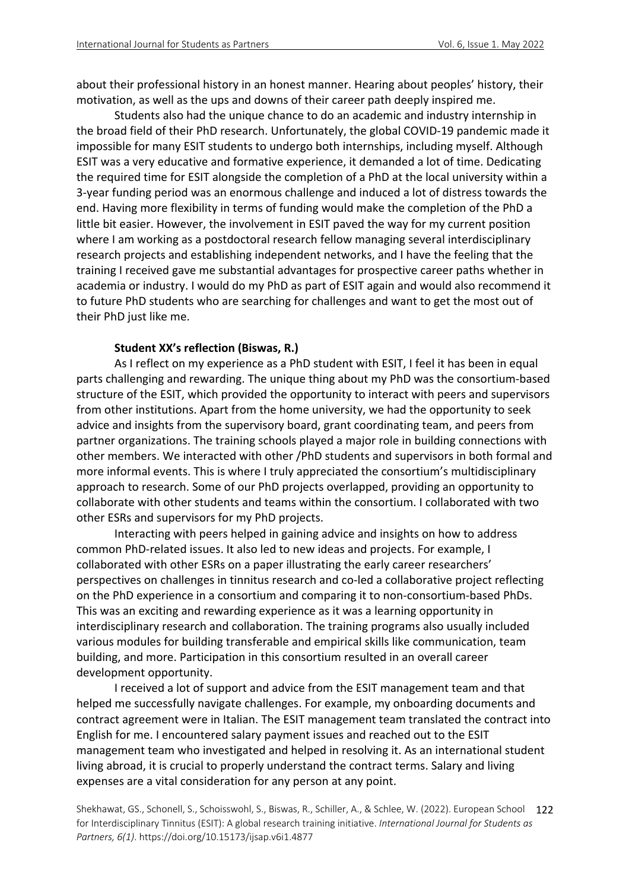about their professional history in an honest manner. Hearing about peoples' history, their motivation, as well as the ups and downs of their career path deeply inspired me.

Students also had the unique chance to do an academic and industry internship in the broad field of their PhD research. Unfortunately, the global COVID-19 pandemic made it impossible for many ESIT students to undergo both internships, including myself. Although ESIT was a very educative and formative experience, it demanded a lot of time. Dedicating the required time for ESIT alongside the completion of a PhD at the local university within a 3-year funding period was an enormous challenge and induced a lot of distress towards the end. Having more flexibility in terms of funding would make the completion of the PhD a little bit easier. However, the involvement in ESIT paved the way for my current position where I am working as a postdoctoral research fellow managing several interdisciplinary research projects and establishing independent networks, and I have the feeling that the training I received gave me substantial advantages for prospective career paths whether in academia or industry. I would do my PhD as part of ESIT again and would also recommend it to future PhD students who are searching for challenges and want to get the most out of their PhD just like me.

**Student XX's reflection (Biswas, R.)**

As I reflect on my experience as a PhD student with ESIT, I feel it has been in equal parts challenging and rewarding. The unique thing about my PhD was the consortium-based structure of the ESIT, which provided the opportunity to interact with peers and supervisors from other institutions. Apart from the home university, we had the opportunity to seek advice and insights from the supervisory board, grant coordinating team, and peers from partner organizations. The training schools played a major role in building connections with other members. We interacted with other /PhD students and supervisors in both formal and more informal events. This is where I truly appreciated the consortium's multidisciplinary approach to research. Some of our PhD projects overlapped, providing an opportunity to collaborate with other students and teams within the consortium. I collaborated with two other ESRs and supervisors for my PhD projects.

Interacting with peers helped in gaining advice and insights on how to address common PhD-related issues. It also led to new ideas and projects. For example, I collaborated with other ESRs on a paper illustrating the early career researchers' perspectives on challenges in tinnitus research and co-led a collaborative project reflecting on the PhD experience in a consortium and comparing it to non-consortium-based PhDs. This was an exciting and rewarding experience as it was a learning opportunity in interdisciplinary research and collaboration. The training programs also usually included various modules for building transferable and empirical skills like communication, team building, and more. Participation in this consortium resulted in an overall career development opportunity.

I received a lot of support and advice from the ESIT management team and that helped me successfully navigate challenges. For example, my onboarding documents and contract agreement were in Italian. The ESIT management team translated the contract into English for me. I encountered salary payment issues and reached out to the ESIT management team who investigated and helped in resolving it. As an international student living abroad, it is crucial to properly understand the contract terms. Salary and living expenses are a vital consideration for any person at any point.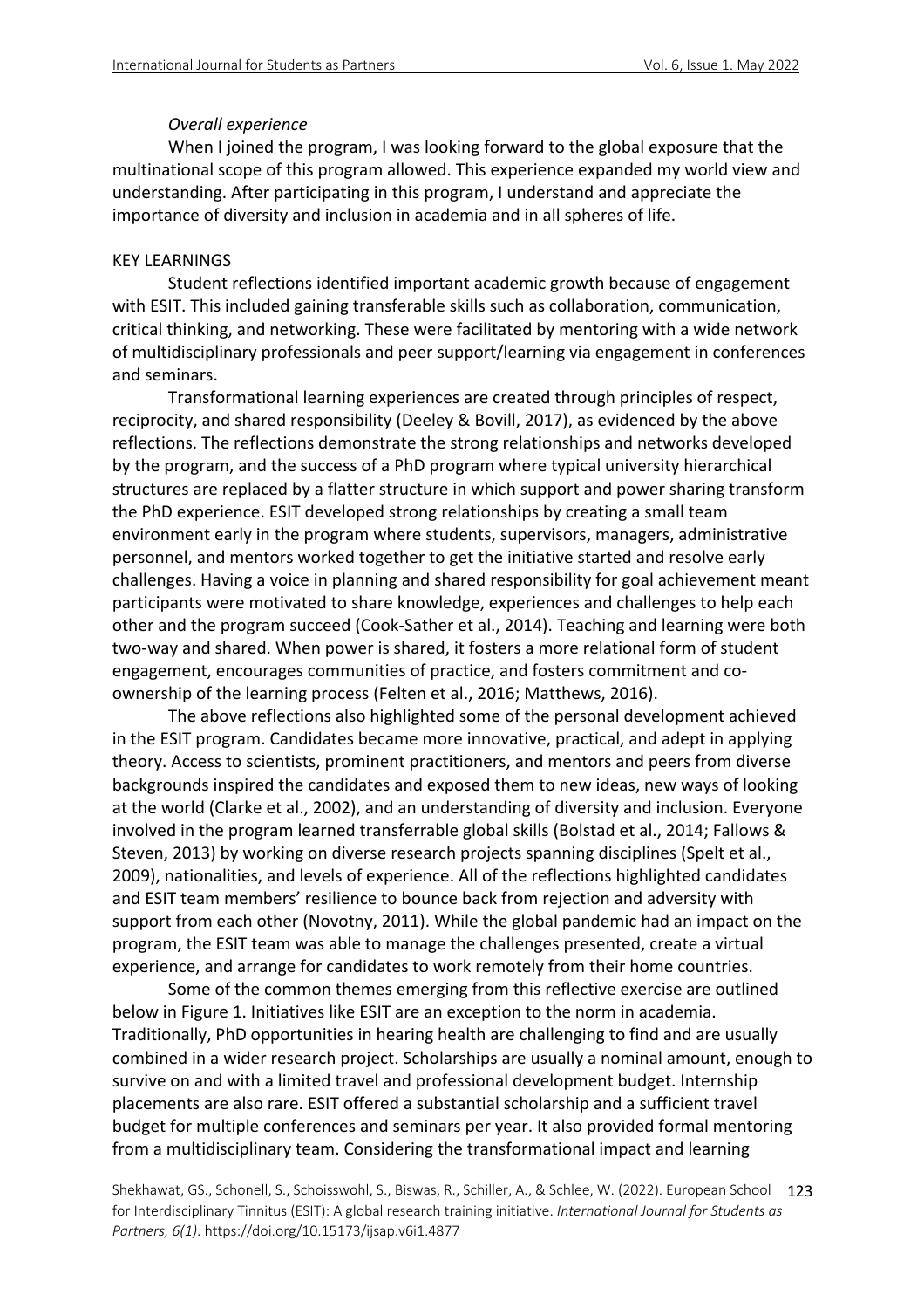*Overall experience*

When I joined the program, I was looking forward to the global exposure that the multinational scope of this program allowed. This experience expanded my world view and understanding. After participating in this program, I understand and appreciate the importance of diversity and inclusion in academia and in all spheres of life.

## KEY LEARNINGS

Student reflections identified important academic growth because of engagement with ESIT. This included gaining transferable skills such as collaboration, communication, critical thinking, and networking. These were facilitated by mentoring with a wide network of multidisciplinary professionals and peer support/learning via engagement in conferences and seminars.

Transformational learning experiences are created through principles of respect, reciprocity, and shared responsibility (Deeley & Bovill, 2017), as evidenced by the above reflections. The reflections demonstrate the strong relationships and networks developed by the program, and the success of a PhD program where typical university hierarchical structures are replaced by a flatter structure in which support and power sharing transform the PhD experience. ESIT developed strong relationships by creating a small team environment early in the program where students, supervisors, managers, administrative personnel, and mentors worked together to get the initiative started and resolve early challenges. Having a voice in planning and shared responsibility for goal achievement meant participants were motivated to share knowledge, experiences and challenges to help each other and the program succeed (Cook-Sather et al., 2014). Teaching and learning were both two-way and shared. When power is shared, it fosters a more relational form of student engagement, encourages communities of practice, and fosters commitment and co-ownership of the learning process (Felten et al., 2016; Matthews, 2016).

The above reflections also highlighted some of the personal development achieved in the ESIT program. Candidates became more innovative, practical, and adept in applying theory. Access to scientists, prominent practitioners, and mentors and peers from diverse backgrounds inspired the candidates and exposed them to new ideas, new ways of looking at the world (Clarke et al., 2002), and an understanding of diversity and inclusion. Everyone involved in the program learned transferrable global skills (Bolstad et al., 2014; Fallows & Steven, 2013) by working on diverse research projects spanning disciplines (Spelt et al., 2009), nationalities, and levels of experience. All of the reflections highlighted candidates and ESIT team members' resilience to bounce back from rejection and adversity with support from each other (Novotny, 2011). While the global pandemic had an impact on the program, the ESIT team was able to manage the challenges presented, create a virtual experience, and arrange for candidates to work remotely from their home countries.

Some of the common themes emerging from this reflective exercise are outlined below in Figure 1. Initiatives like ESIT are an exception to the norm in academia. Traditionally, PhD opportunities in hearing health are challenging to find and are usually combined in a wider research project. Scholarships are usually a nominal amount, enough to survive on and with a limited travel and professional development budget. Internship placements are also rare. ESIT offered a substantial scholarship and a sufficient travel budget for multiple conferences and seminars per year. It also provided formal mentoring from a multidisciplinary team. Considering the transformational impact and learning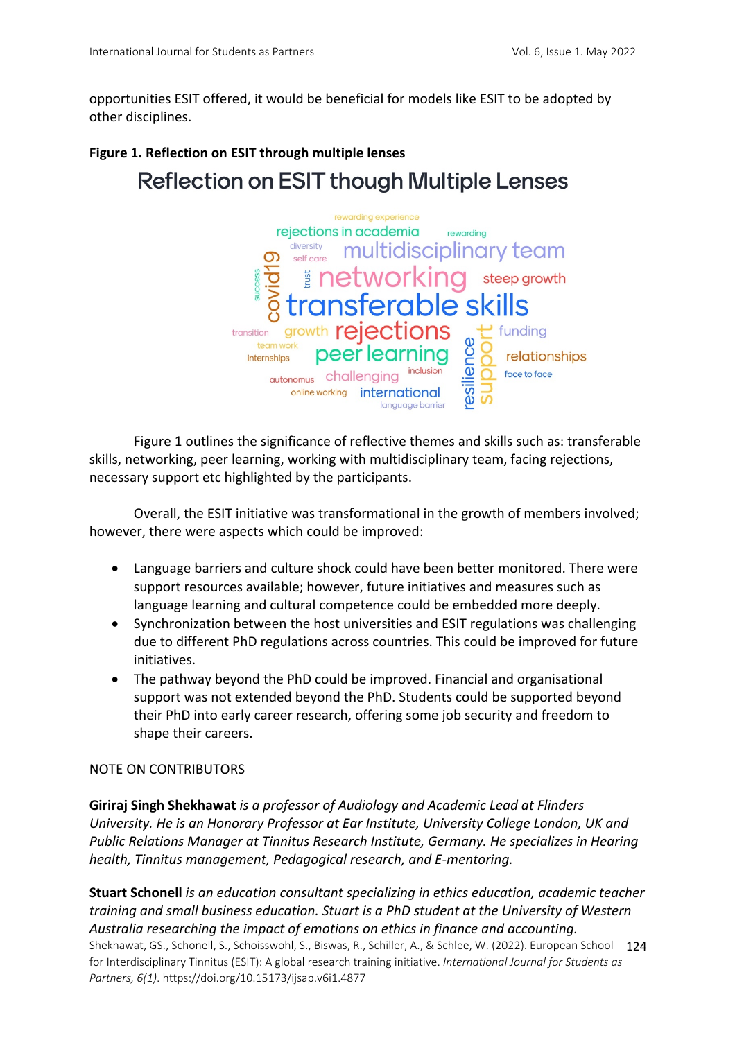opportunities ESIT offered, it would be beneficial for models like ESIT to be adopted by other disciplines.

**Figure 1. Reflection on ESIT through multiple lenses**

Reflection on ESIT though Multiple Lenses

rewarding experience
rejections in academia rewarding
diversity multidisciplinary team
self care
success covid19 trust networking steep growth
transferable skills
transition growth rejections support funding
team work
internships peer learning resilience relationships
inclusion
autonomus challenging face to face
online working international
language barrier

Figure 1 outlines the significance of reflective themes and skills such as: transferable skills, networking, peer learning, working with multidisciplinary team, facing rejections, necessary support etc highlighted by the participants.

Overall, the ESIT initiative was transformational in the growth of members involved; however, there were aspects which could be improved:

- Language barriers and culture shock could have been better monitored. There were support resources available; however, future initiatives and measures such as language learning and cultural competence could be embedded more deeply.
- Synchronization between the host universities and ESIT regulations was challenging due to different PhD regulations across countries. This could be improved for future initiatives.
- The pathway beyond the PhD could be improved. Financial and organisational support was not extended beyond the PhD. Students could be supported beyond their PhD into early career research, offering some job security and freedom to shape their careers.

NOTE ON CONTRIBUTORS

**Giriraj Singh Shekhawat** *is a professor of Audiology and Academic Lead at Flinders University. He is an Honorary Professor at Ear Institute, University College London, UK and Public Relations Manager at Tinnitus Research Institute, Germany. He specializes in Hearing health, Tinnitus management, Pedagogical research, and E-mentoring.*

**Stuart Schonell** *is an education consultant specializing in ethics education, academic teacher training and small business education. Stuart is a PhD student at the University of Western Australia researching the impact of emotions on ethics in finance and accounting.*

Shekhawat, GS., Schonell, S., Schoisswohl, S., Biswas, R., Schiller, A., & Schlee, W. (2022). European School for Interdisciplinary Tinnitus (ESIT): A global research training initiative. *International Journal for Students as Partners, 6(1).* https://doi.org/10.15173/ijsap.v6i1.4877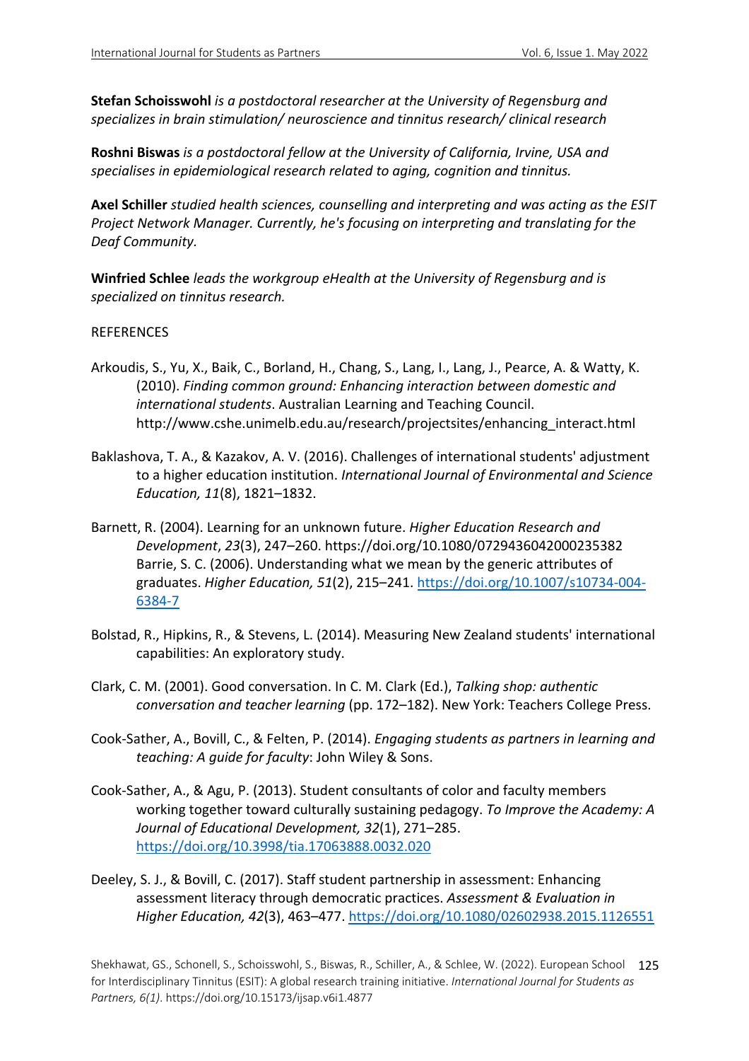**Stefan Schoisswohl** *is a postdoctoral researcher at the University of Regensburg and specializes in brain stimulation/ neuroscience and tinnitus research/ clinical research*

**Roshni Biswas** *is a postdoctoral fellow at the University of California, Irvine, USA and specialises in epidemiological research related to aging, cognition and tinnitus.*

**Axel Schiller** *studied health sciences, counselling and interpreting and was acting as the ESIT Project Network Manager. Currently, he's focusing on interpreting and translating for the Deaf Community.*

**Winfried Schlee** *leads the workgroup eHealth at the University of Regensburg and is specialized on tinnitus research.*

REFERENCES

Arkoudis, S., Yu, X., Baik, C., Borland, H., Chang, S., Lang, I., Lang, J., Pearce, A. & Watty, K. (2010). *Finding common ground: Enhancing interaction between domestic and international students*. Australian Learning and Teaching Council. http://www.cshe.unimelb.edu.au/research/projectsites/enhancing_interact.html

Baklashova, T. A., & Kazakov, A. V. (2016). Challenges of international students' adjustment to a higher education institution. *International Journal of Environmental and Science Education, 11*(8), 1821–1832.

Barnett, R. (2004). Learning for an unknown future. *Higher Education Research and Development*, *23*(3), 247–260. https://doi.org/10.1080/0729436042000235382

Barrie, S. C. (2006). Understanding what we mean by the generic attributes of graduates. *Higher Education, 51*(2), 215–241. https://doi.org/10.1007/s10734-004-6384-7

Bolstad, R., Hipkins, R., & Stevens, L. (2014). Measuring New Zealand students' international capabilities: An exploratory study.

Clark, C. M. (2001). Good conversation. In C. M. Clark (Ed.), *Talking shop: authentic conversation and teacher learning* (pp. 172–182). New York: Teachers College Press.

Cook-Sather, A., Bovill, C., & Felten, P. (2014). *Engaging students as partners in learning and teaching: A guide for faculty*: John Wiley & Sons.

Cook-Sather, A., & Agu, P. (2013). Student consultants of color and faculty members working together toward culturally sustaining pedagogy. *To Improve the Academy: A Journal of Educational Development, 32*(1), 271–285. https://doi.org/10.3998/tia.17063888.0032.020

Deeley, S. J., & Bovill, C. (2017). Staff student partnership in assessment: Enhancing assessment literacy through democratic practices. *Assessment & Evaluation in Higher Education, 42*(3), 463–477. https://doi.org/10.1080/02602938.2015.1126551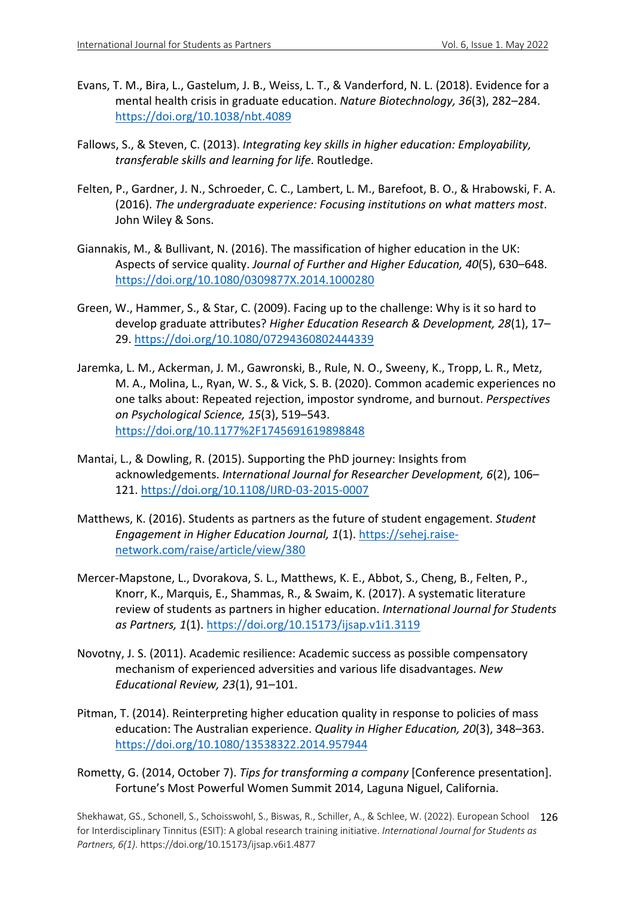Evans, T. M., Bira, L., Gastelum, J. B., Weiss, L. T., & Vanderford, N. L. (2018). Evidence for a mental health crisis in graduate education. *Nature Biotechnology, 36*(3), 282–284. https://doi.org/10.1038/nbt.4089

Fallows, S., & Steven, C. (2013). *Integrating key skills in higher education: Employability, transferable skills and learning for life*. Routledge.

Felten, P., Gardner, J. N., Schroeder, C. C., Lambert, L. M., Barefoot, B. O., & Hrabowski, F. A. (2016). *The undergraduate experience: Focusing institutions on what matters most*. John Wiley & Sons.

Giannakis, M., & Bullivant, N. (2016). The massification of higher education in the UK: Aspects of service quality. *Journal of Further and Higher Education, 40*(5), 630–648. https://doi.org/10.1080/0309877X.2014.1000280

Green, W., Hammer, S., & Star, C. (2009). Facing up to the challenge: Why is it so hard to develop graduate attributes? *Higher Education Research & Development, 28*(1), 17–29. https://doi.org/10.1080/07294360802444339

Jaremka, L. M., Ackerman, J. M., Gawronski, B., Rule, N. O., Sweeny, K., Tropp, L. R., Metz, M. A., Molina, L., Ryan, W. S., & Vick, S. B. (2020). Common academic experiences no one talks about: Repeated rejection, impostor syndrome, and burnout. *Perspectives on Psychological Science, 15*(3), 519–543. https://doi.org/10.1177%2F1745691619898848

Mantai, L., & Dowling, R. (2015). Supporting the PhD journey: Insights from acknowledgements. *International Journal for Researcher Development, 6*(2), 106–121. https://doi.org/10.1108/IJRD-03-2015-0007

Matthews, K. (2016). Students as partners as the future of student engagement. *Student Engagement in Higher Education Journal, 1*(1). https://sehej.raise-network.com/raise/article/view/380

Mercer-Mapstone, L., Dvorakova, S. L., Matthews, K. E., Abbot, S., Cheng, B., Felten, P., Knorr, K., Marquis, E., Shammas, R., & Swaim, K. (2017). A systematic literature review of students as partners in higher education. *International Journal for Students as Partners, 1*(1). https://doi.org/10.15173/ijsap.v1i1.3119

Novotny, J. S. (2011). Academic resilience: Academic success as possible compensatory mechanism of experienced adversities and various life disadvantages. *New Educational Review, 23*(1), 91–101.

Pitman, T. (2014). Reinterpreting higher education quality in response to policies of mass education: The Australian experience. *Quality in Higher Education, 20*(3), 348–363. https://doi.org/10.1080/13538322.2014.957944

Rometty, G. (2014, October 7). *Tips for transforming a company* [Conference presentation]. Fortune's Most Powerful Women Summit 2014, Laguna Niguel, California.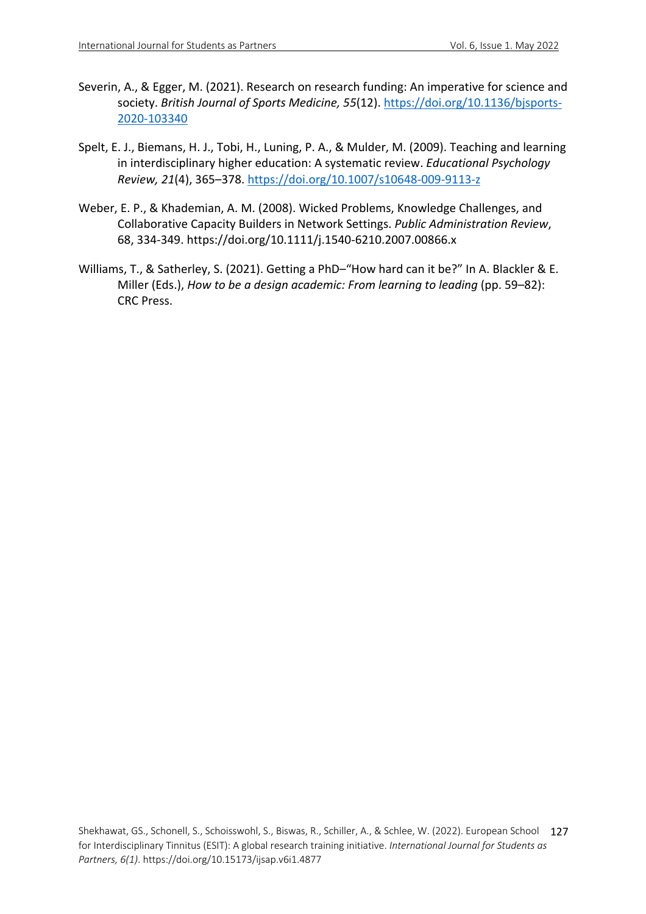Severin, A., & Egger, M. (2021). Research on research funding: An imperative for science and society. *British Journal of Sports Medicine, 55*(12). https://doi.org/10.1136/bjsports-2020-103340

Spelt, E. J., Biemans, H. J., Tobi, H., Luning, P. A., & Mulder, M. (2009). Teaching and learning in interdisciplinary higher education: A systematic review. *Educational Psychology Review, 21*(4), 365–378. https://doi.org/10.1007/s10648-009-9113-z

Weber, E. P., & Khademian, A. M. (2008). Wicked Problems, Knowledge Challenges, and Collaborative Capacity Builders in Network Settings. *Public Administration Review*, 68, 334-349. https://doi.org/10.1111/j.1540-6210.2007.00866.x

Williams, T., & Satherley, S. (2021). Getting a PhD–"How hard can it be?" In A. Blackler & E. Miller (Eds.), *How to be a design academic: From learning to leading* (pp. 59–82): CRC Press.